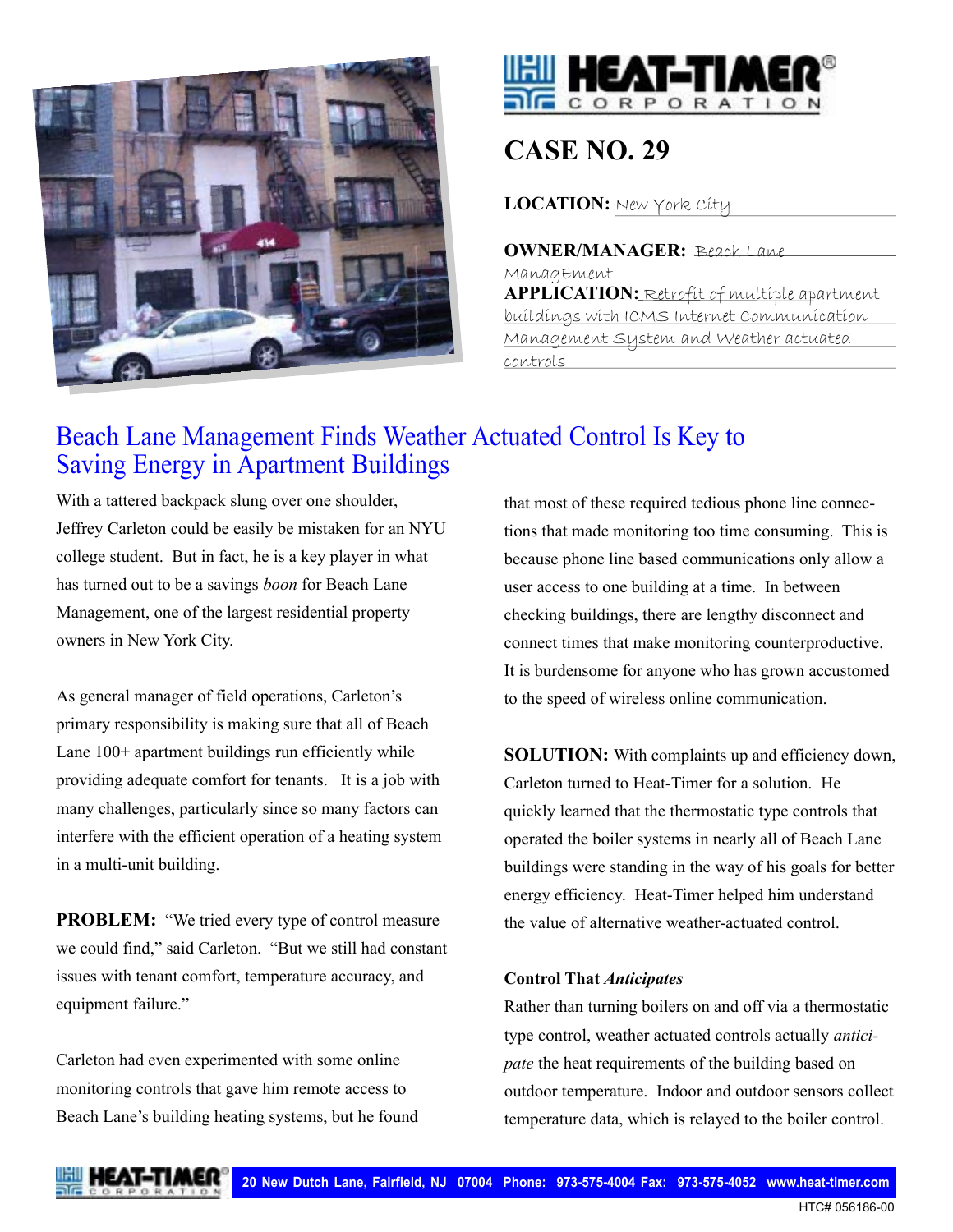HEAT-TIMER CORPORATION

# CASE NO. 29

**LOCATION:** New York City

**OWNER/MANAGER:** Beach Lane ManagEment

**APPLICATION:** Retrofit of multiple apartment buildings with ICMS Internet Communication Management System and Weather actuated controls

## Beach Lane Management Finds Weather Actuated Control Is Key to Saving Energy in Apartment Buildings

With a tattered backpack slung over one shoulder, Jeffrey Carleton could be easily be mistaken for an NYU college student. But in fact, he is a key player in what has turned out to be a savings *boon* for Beach Lane Management, one of the largest residential property owners in New York City.

As general manager of field operations, Carleton's primary responsibility is making sure that all of Beach Lane 100+ apartment buildings run efficiently while providing adequate comfort for tenants. It is a job with many challenges, particularly since so many factors can interfere with the efficient operation of a heating system in a multi-unit building.

**PROBLEM:** "We tried every type of control measure we could find," said Carleton. "But we still had constant issues with tenant comfort, temperature accuracy, and equipment failure."

Carleton had even experimented with some online monitoring controls that gave him remote access to Beach Lane's building heating systems, but he found that most of these required tedious phone line connections that made monitoring too time consuming. This is because phone line based communications only allow a user access to one building at a time. In between checking buildings, there are lengthy disconnect and connect times that make monitoring counterproductive. It is burdensome for anyone who has grown accustomed to the speed of wireless online communication.

**SOLUTION:** With complaints up and efficiency down, Carleton turned to Heat-Timer for a solution. He quickly learned that the thermostatic type controls that operated the boiler systems in nearly all of Beach Lane buildings were standing in the way of his goals for better energy efficiency. Heat-Timer helped him understand the value of alternative weather-actuated control.

**Control That *Anticipates***

Rather than turning boilers on and off via a thermostatic type control, weather actuated controls actually *anticipate* the heat requirements of the building based on outdoor temperature. Indoor and outdoor sensors collect temperature data, which is relayed to the boiler control.

HEAT-TIMER CORPORATION 20 New Dutch Lane, Fairfield, NJ 07004 Phone: 973-575-4004 Fax: 973-575-4052 www.heat-timer.com

HTC# 056186-00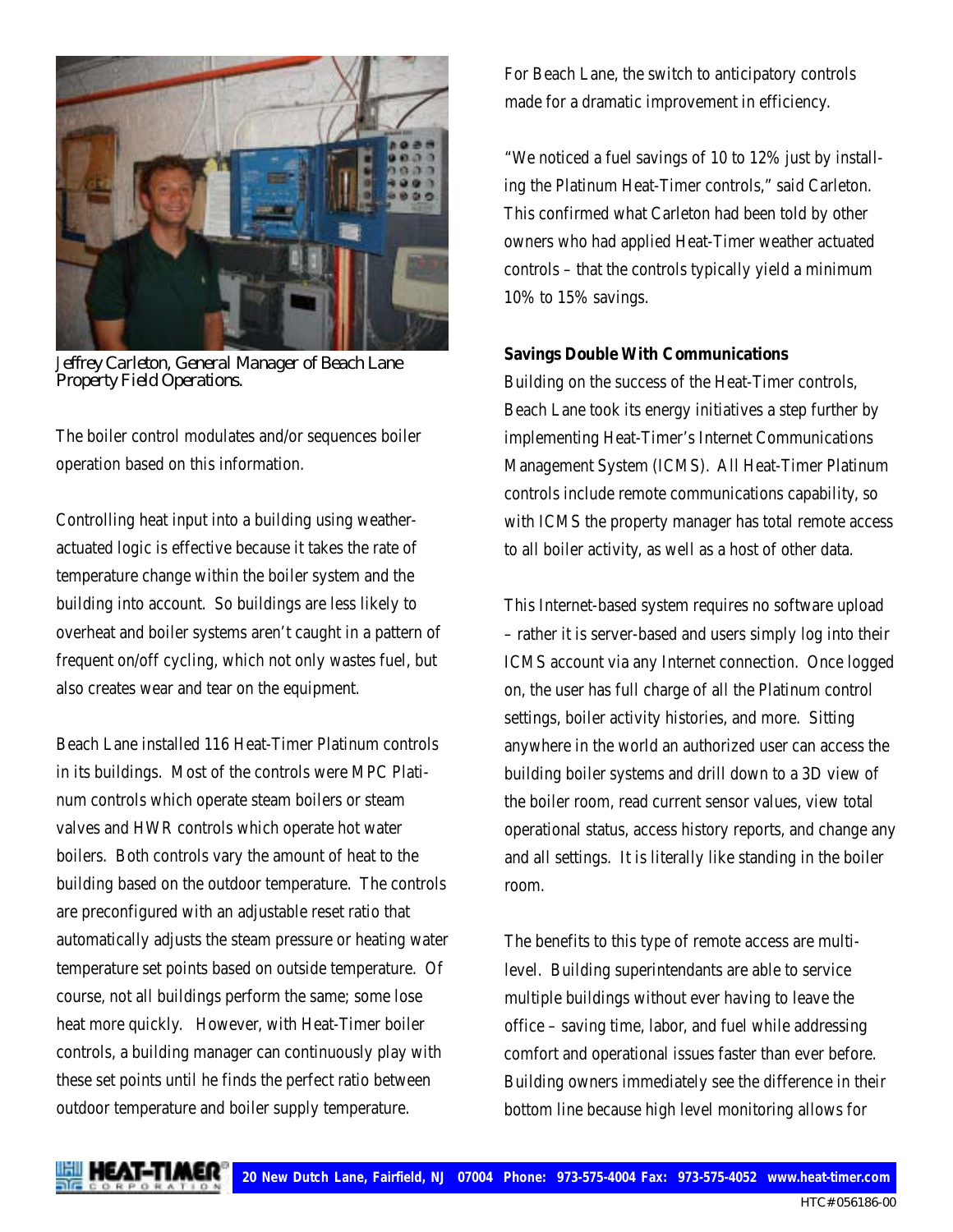*Jeffrey Carleton, General Manager of Beach Lane Property Field Operations.*

The boiler control modulates and/or sequences boiler operation based on this information.

Controlling heat input into a building using weather-actuated logic is effective because it takes the rate of temperature change within the boiler system and the building into account. So buildings are less likely to overheat and boiler systems aren't caught in a pattern of frequent on/off cycling, which not only wastes fuel, but also creates wear and tear on the equipment.

Beach Lane installed 116 Heat-Timer Platinum controls in its buildings. Most of the controls were MPC Platinum controls which operate steam boilers or steam valves and HWR controls which operate hot water boilers. Both controls vary the amount of heat to the building based on the outdoor temperature. The controls are preconfigured with an adjustable reset ratio that automatically adjusts the steam pressure or heating water temperature set points based on outside temperature. Of course, not all buildings perform the same; some lose heat more quickly. However, with Heat-Timer boiler controls, a building manager can continuously play with these set points until he finds the perfect ratio between outdoor temperature and boiler supply temperature.

For Beach Lane, the switch to anticipatory controls made for a dramatic improvement in efficiency.

"We noticed a fuel savings of 10 to 12% just by installing the Platinum Heat-Timer controls," said Carleton. This confirmed what Carleton had been told by other owners who had applied Heat-Timer weather actuated controls – that the controls typically yield a minimum 10% to 15% savings.

**Savings Double With Communications**

Building on the success of the Heat-Timer controls, Beach Lane took its energy initiatives a step further by implementing Heat-Timer's Internet Communications Management System (ICMS). All Heat-Timer Platinum controls include remote communications capability, so with ICMS the property manager has total remote access to all boiler activity, as well as a host of other data.

This Internet-based system requires no software upload – rather it is server-based and users simply log into their ICMS account via any Internet connection. Once logged on, the user has full charge of all the Platinum control settings, boiler activity histories, and more. Sitting anywhere in the world an authorized user can access the building boiler systems and drill down to a 3D view of the boiler room, read current sensor values, view total operational status, access history reports, and change any and all settings. It is literally like standing in the boiler room.

The benefits to this type of remote access are multi-level. Building superintendants are able to service multiple buildings without ever having to leave the office – saving time, labor, and fuel while addressing comfort and operational issues faster than ever before. Building owners immediately see the difference in their bottom line because high level monitoring allows for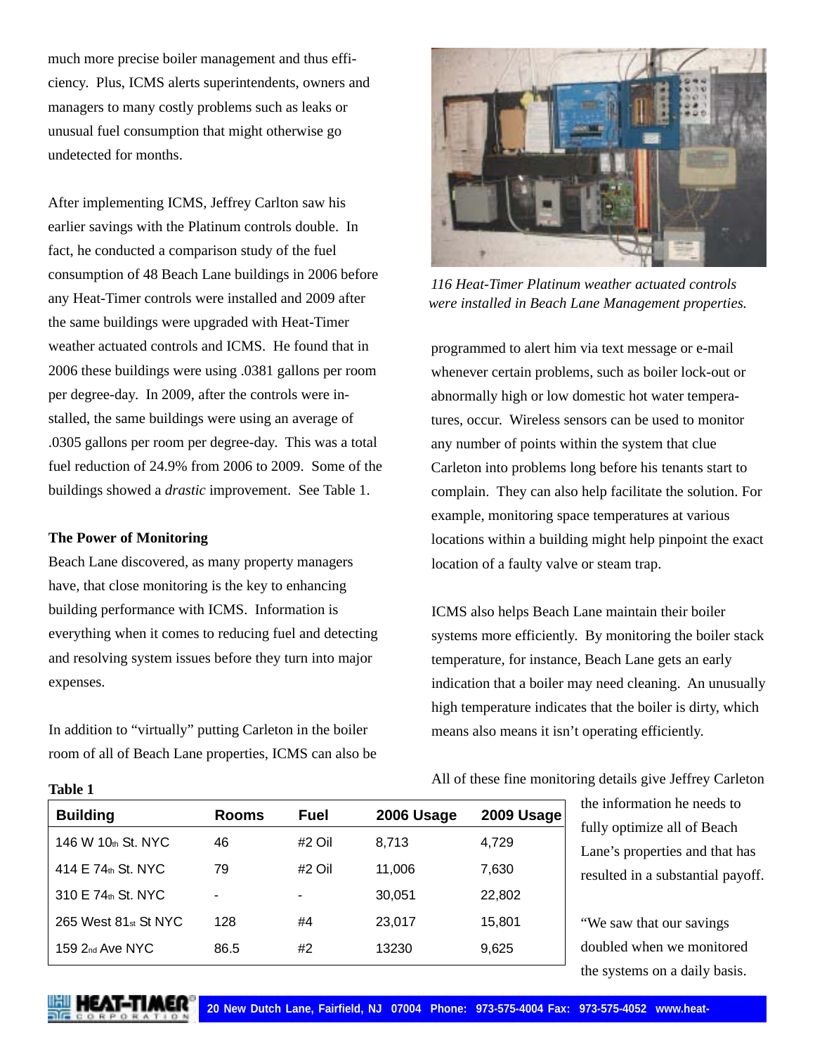much more precise boiler management and thus efficiency. Plus, ICMS alerts superintendents, owners and managers to many costly problems such as leaks or unusual fuel consumption that might otherwise go undetected for months.

After implementing ICMS, Jeffrey Carlton saw his earlier savings with the Platinum controls double. In fact, he conducted a comparison study of the fuel consumption of 48 Beach Lane buildings in 2006 before any Heat-Timer controls were installed and 2009 after the same buildings were upgraded with Heat-Timer weather actuated controls and ICMS. He found that in 2006 these buildings were using .0381 gallons per room per degree-day. In 2009, after the controls were installed, the same buildings were using an average of .0305 gallons per room per degree-day. This was a total fuel reduction of 24.9% from 2006 to 2009. Some of the buildings showed a *drastic* improvement. See Table 1.

**The Power of Monitoring**

Beach Lane discovered, as many property managers have, that close monitoring is the key to enhancing building performance with ICMS. Information is everything when it comes to reducing fuel and detecting and resolving system issues before they turn into major expenses.

In addition to "virtually" putting Carleton in the boiler room of all of Beach Lane properties, ICMS can also be programmed to alert him via text message or e-mail whenever certain problems, such as boiler lock-out or abnormally high or low domestic hot water temperatures, occur. Wireless sensors can be used to monitor any number of points within the system that clue Carleton into problems long before his tenants start to complain. They can also help facilitate the solution. For example, monitoring space temperatures at various locations within a building might help pinpoint the exact location of a faulty valve or steam trap.

*116 Heat-Timer Platinum weather actuated controls were installed in Beach Lane Management properties.*

ICMS also helps Beach Lane maintain their boiler systems more efficiently. By monitoring the boiler stack temperature, for instance, Beach Lane gets an early indication that a boiler may need cleaning. An unusually high temperature indicates that the boiler is dirty, which means also means it isn't operating efficiently.

All of these fine monitoring details give Jeffrey Carleton the information he needs to fully optimize all of Beach Lane's properties and that has resulted in a substantial payoff.

"We saw that our savings doubled when we monitored the systems on a daily basis.

**Table 1**

| Building | Rooms | Fuel | 2006 Usage | 2009 Usage |
|---|---|---|---|---|
| 146 W 10th St. NYC | 46 | #2 Oil | 8,713 | 4,729 |
| 414 E 74th St. NYC | 79 | #2 Oil | 11,006 | 7,630 |
| 310 E 74th St. NYC | - | - | 30,051 | 22,802 |
| 265 West 81st St NYC | 128 | #4 | 23,017 | 15,801 |
| 159 2nd Ave NYC | 86.5 | #2 | 13230 | 9,625 |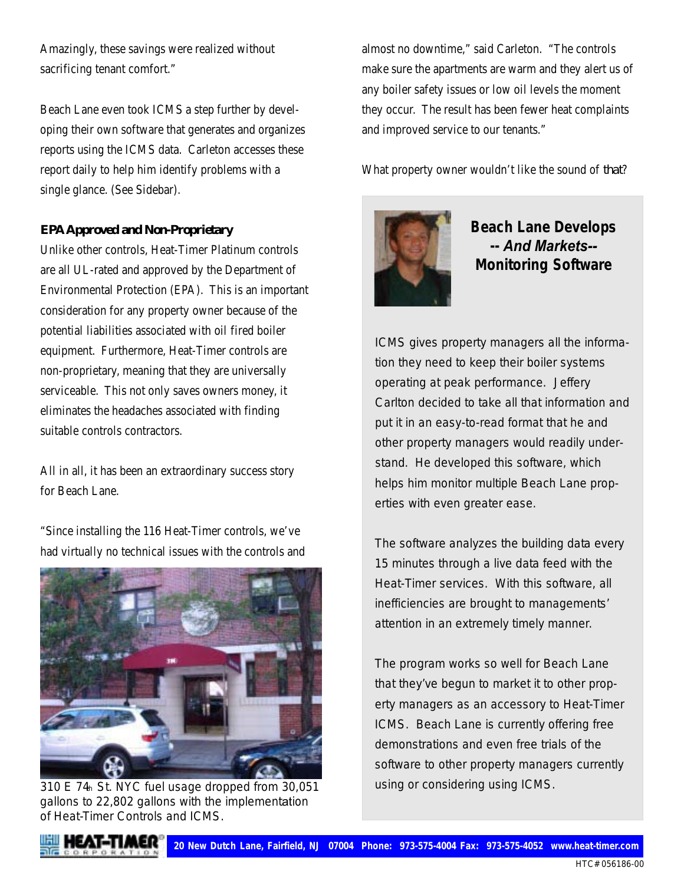Amazingly, these savings were realized without sacrificing tenant comfort."

Beach Lane even took ICMS a step further by developing their own software that generates and organizes reports using the ICMS data. Carleton accesses these report daily to help him identify problems with a single glance. (See Sidebar).

**EPA Approved and Non-Proprietary**

Unlike other controls, Heat-Timer Platinum controls are all UL-rated and approved by the Department of Environmental Protection (EPA). This is an important consideration for any property owner because of the potential liabilities associated with oil fired boiler equipment. Furthermore, Heat-Timer controls are non-proprietary, meaning that they are universally serviceable. This not only saves owners money, it eliminates the headaches associated with finding suitable controls contractors.

All in all, it has been an extraordinary success story for Beach Lane.

"Since installing the 116 Heat-Timer controls, we've had virtually no technical issues with the controls and almost no downtime," said Carleton. "The controls make sure the apartments are warm and they alert us of any boiler safety issues or low oil levels the moment they occur. The result has been fewer heat complaints and improved service to our tenants."

What property owner wouldn't like the sound of *that*?

310 E 74th St. NYC fuel usage dropped from 30,051 gallons to 22,802 gallons with the implementation of Heat-Timer Controls and ICMS.

## Beach Lane Develops -- *And Markets*-- Monitoring Software

ICMS gives property managers all the information they need to keep their boiler systems operating at peak performance. Jeffery Carlton decided to take all that information and put it in an easy-to-read format that he and other property managers would readily understand. He developed this software, which helps him monitor multiple Beach Lane properties with even greater ease.

The software analyzes the building data every 15 minutes through a live data feed with the Heat-Timer services. With this software, all inefficiencies are brought to managements' attention in an extremely timely manner.

The program works so well for Beach Lane that they've begun to market it to other property managers as an accessory to Heat-Timer ICMS. Beach Lane is currently offering free demonstrations and even free trials of the software to other property managers currently using or considering using ICMS.

HEAT-TIMER CORPORATION 20 New Dutch Lane, Fairfield, NJ 07004 Phone: 973-575-4004 Fax: 973-575-4052 www.heat-timer.com

HTC# 056186-00